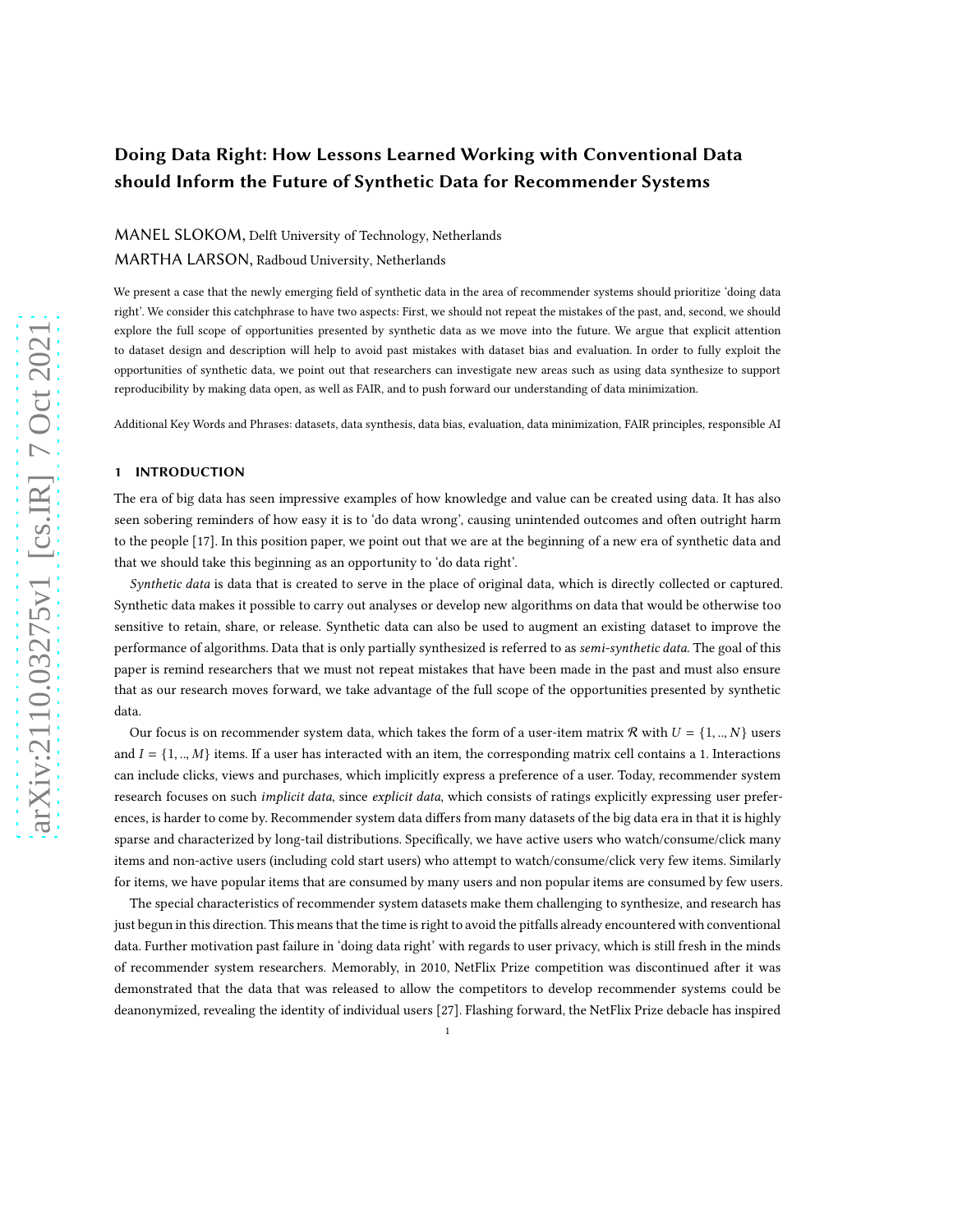# Doing Data Right: How Lessons Learned Working with Conventional Data should Inform the Future of Synthetic Data for Recommender Systems

MANEL SLOKOM, Delft University of Technology, Netherlands

MARTHA LARSON, Radboud University, Netherlands

We present a case that the newly emerging field of synthetic data in the area of recommender systems should prioritize 'doing data right'. We consider this catchphrase to have two aspects: First, we should not repeat the mistakes of the past, and, second, we should explore the full scope of opportunities presented by synthetic data as we move into the future. We argue that explicit attention to dataset design and description will help to avoid past mistakes with dataset bias and evaluation. In order to fully exploit the opportunities of synthetic data, we point out that researchers can investigate new areas such as using data synthesize to support reproducibility by making data open, as well as FAIR, and to push forward our understanding of data minimization.

Additional Key Words and Phrases: datasets, data synthesis, data bias, evaluation, data minimization, FAIR principles, responsible AI

## 1 INTRODUCTION

The era of big data has seen impressive examples of how knowledge and value can be created using data. It has also seen sobering reminders of how easy it is to 'do data wrong', causing unintended outcomes and often outright harm to the people [17]. In this position paper, we point out that we are at the beginning of a new era of synthetic data and that we should take this beginning as an opportunity to 'do data right'.

*Synthetic data* is data that is created to serve in the place of original data, which is directly collected or captured. Synthetic data makes it possible to carry out analyses or develop new algorithms on data that would be otherwise too sensitive to retain, share, or release. Synthetic data can also be used to augment an existing dataset to improve the performance of algorithms. Data that is only partially synthesized is referred to as *semi-synthetic data*. The goal of this paper is remind researchers that we must not repeat mistakes that have been made in the past and must also ensure that as our research moves forward, we take advantage of the full scope of the opportunities presented by synthetic data.

Our focus is on recommender system data, which takes the form of a user-item matrix $\mathcal{R}$ with $U = \{1, .., N\}$ users and $I = \{1, .., M\}$ items. If a user has interacted with an item, the corresponding matrix cell contains a 1. Interactions can include clicks, views and purchases, which implicitly express a preference of a user. Today, recommender system research focuses on such *implicit data*, since *explicit data*, which consists of ratings explicitly expressing user preferences, is harder to come by. Recommender system data differs from many datasets of the big data era in that it is highly sparse and characterized by long-tail distributions. Specifically, we have active users who watch/consume/click many items and non-active users (including cold start users) who attempt to watch/consume/click very few items. Similarly for items, we have popular items that are consumed by many users and non popular items are consumed by few users.

The special characteristics of recommender system datasets make them challenging to synthesize, and research has just begun in this direction. This means that the time is right to avoid the pitfalls already encountered with conventional data. Further motivation past failure in 'doing data right' with regards to user privacy, which is still fresh in the minds of recommender system researchers. Memorably, in 2010, NetFlix Prize competition was discontinued after it was demonstrated that the data that was released to allow the competitors to develop recommender systems could be deanonymized, revealing the identity of individual users [27]. Flashing forward, the NetFlix Prize debacle has inspired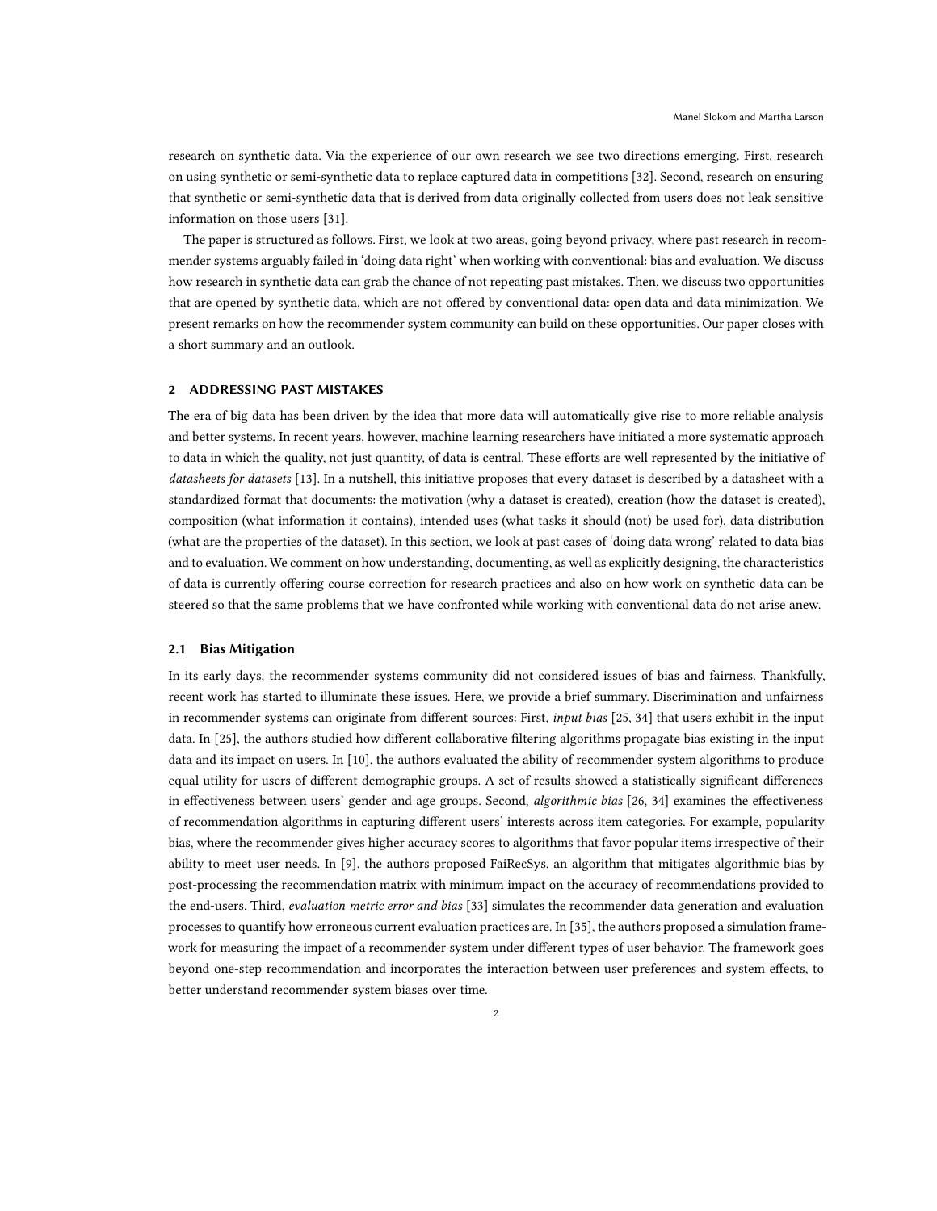research on synthetic data. Via the experience of our own research we see two directions emerging. First, research on using synthetic or semi-synthetic data to replace captured data in competitions [32]. Second, research on ensuring that synthetic or semi-synthetic data that is derived from data originally collected from users does not leak sensitive information on those users [31].

The paper is structured as follows. First, we look at two areas, going beyond privacy, where past research in recommender systems arguably failed in 'doing data right' when working with conventional: bias and evaluation. We discuss how research in synthetic data can grab the chance of not repeating past mistakes. Then, we discuss two opportunities that are opened by synthetic data, which are not offered by conventional data: open data and data minimization. We present remarks on how the recommender system community can build on these opportunities. Our paper closes with a short summary and an outlook.

## 2 ADDRESSING PAST MISTAKES

The era of big data has been driven by the idea that more data will automatically give rise to more reliable analysis and better systems. In recent years, however, machine learning researchers have initiated a more systematic approach to data in which the quality, not just quantity, of data is central. These efforts are well represented by the initiative of *datasheets for datasets* [13]. In a nutshell, this initiative proposes that every dataset is described by a datasheet with a standardized format that documents: the motivation (why a dataset is created), creation (how the dataset is created), composition (what information it contains), intended uses (what tasks it should (not) be used for), data distribution (what are the properties of the dataset). In this section, we look at past cases of 'doing data wrong' related to data bias and to evaluation. We comment on how understanding, documenting, as well as explicitly designing, the characteristics of data is currently offering course correction for research practices and also on how work on synthetic data can be steered so that the same problems that we have confronted while working with conventional data do not arise anew.

### 2.1 Bias Mitigation

In its early days, the recommender systems community did not considered issues of bias and fairness. Thankfully, recent work has started to illuminate these issues. Here, we provide a brief summary. Discrimination and unfairness in recommender systems can originate from different sources: First, *input bias* [25, 34] that users exhibit in the input data. In [25], the authors studied how different collaborative filtering algorithms propagate bias existing in the input data and its impact on users. In [10], the authors evaluated the ability of recommender system algorithms to produce equal utility for users of different demographic groups. A set of results showed a statistically significant differences in effectiveness between users' gender and age groups. Second, *algorithmic bias* [26, 34] examines the effectiveness of recommendation algorithms in capturing different users' interests across item categories. For example, popularity bias, where the recommender gives higher accuracy scores to algorithms that favor popular items irrespective of their ability to meet user needs. In [9], the authors proposed FaiRecSys, an algorithm that mitigates algorithmic bias by post-processing the recommendation matrix with minimum impact on the accuracy of recommendations provided to the end-users. Third, *evaluation metric error and bias* [33] simulates the recommender data generation and evaluation processes to quantify how erroneous current evaluation practices are. In [35], the authors proposed a simulation framework for measuring the impact of a recommender system under different types of user behavior. The framework goes beyond one-step recommendation and incorporates the interaction between user preferences and system effects, to better understand recommender system biases over time.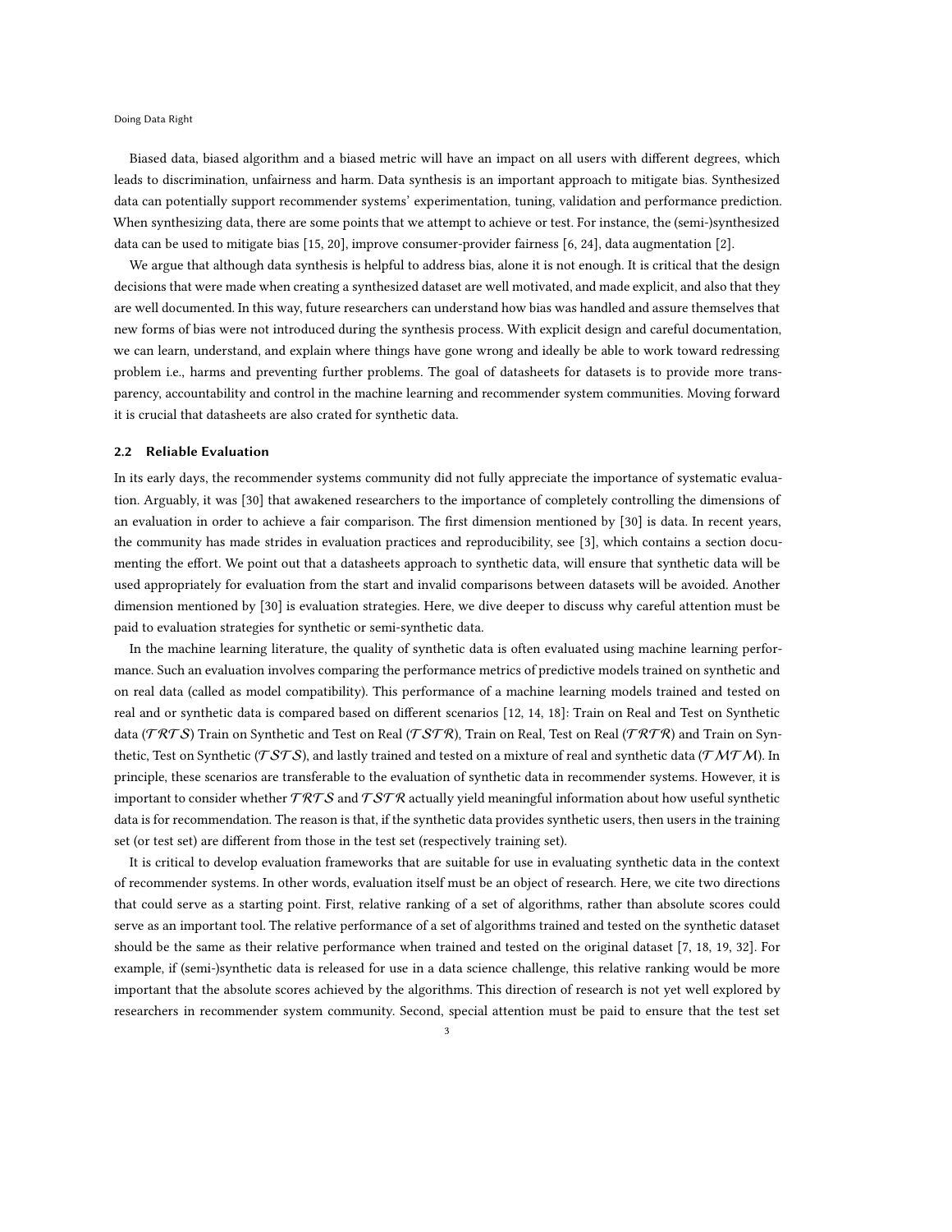Biased data, biased algorithm and a biased metric will have an impact on all users with different degrees, which leads to discrimination, unfairness and harm. Data synthesis is an important approach to mitigate bias. Synthesized data can potentially support recommender systems' experimentation, tuning, validation and performance prediction. When synthesizing data, there are some points that we attempt to achieve or test. For instance, the (semi-)synthesized data can be used to mitigate bias [15, 20], improve consumer-provider fairness [6, 24], data augmentation [2].

We argue that although data synthesis is helpful to address bias, alone it is not enough. It is critical that the design decisions that were made when creating a synthesized dataset are well motivated, and made explicit, and also that they are well documented. In this way, future researchers can understand how bias was handled and assure themselves that new forms of bias were not introduced during the synthesis process. With explicit design and careful documentation, we can learn, understand, and explain where things have gone wrong and ideally be able to work toward redressing problem i.e., harms and preventing further problems. The goal of datasheets for datasets is to provide more transparency, accountability and control in the machine learning and recommender system communities. Moving forward it is crucial that datasheets are also crated for synthetic data.

### 2.2 Reliable Evaluation

In its early days, the recommender systems community did not fully appreciate the importance of systematic evaluation. Arguably, it was [30] that awakened researchers to the importance of completely controlling the dimensions of an evaluation in order to achieve a fair comparison. The first dimension mentioned by [30] is data. In recent years, the community has made strides in evaluation practices and reproducibility, see [3], which contains a section documenting the effort. We point out that a datasheets approach to synthetic data, will ensure that synthetic data will be used appropriately for evaluation from the start and invalid comparisons between datasets will be avoided. Another dimension mentioned by [30] is evaluation strategies. Here, we dive deeper to discuss why careful attention must be paid to evaluation strategies for synthetic or semi-synthetic data.

In the machine learning literature, the quality of synthetic data is often evaluated using machine learning performance. Such an evaluation involves comparing the performance metrics of predictive models trained on synthetic and on real data (called as model compatibility). This performance of a machine learning models trained and tested on real and or synthetic data is compared based on different scenarios [12, 14, 18]: Train on Real and Test on Synthetic data ($\mathcal{TRTS}$) Train on Synthetic and Test on Real ($\mathcal{TSTR}$), Train on Real, Test on Real ($\mathcal{TRTR}$) and Train on Synthetic, Test on Synthetic ($\mathcal{TSTS}$), and lastly trained and tested on a mixture of real and synthetic data ($\mathcal{TMTM}$). In principle, these scenarios are transferable to the evaluation of synthetic data in recommender systems. However, it is important to consider whether $\mathcal{TRTS}$ and $\mathcal{TSTR}$ actually yield meaningful information about how useful synthetic data is for recommendation. The reason is that, if the synthetic data provides synthetic users, then users in the training set (or test set) are different from those in the test set (respectively training set).

It is critical to develop evaluation frameworks that are suitable for use in evaluating synthetic data in the context of recommender systems. In other words, evaluation itself must be an object of research. Here, we cite two directions that could serve as a starting point. First, relative ranking of a set of algorithms, rather than absolute scores could serve as an important tool. The relative performance of a set of algorithms trained and tested on the synthetic dataset should be the same as their relative performance when trained and tested on the original dataset [7, 18, 19, 32]. For example, if (semi-)synthetic data is released for use in a data science challenge, this relative ranking would be more important that the absolute scores achieved by the algorithms. This direction of research is not yet well explored by researchers in recommender system community. Second, special attention must be paid to ensure that the test set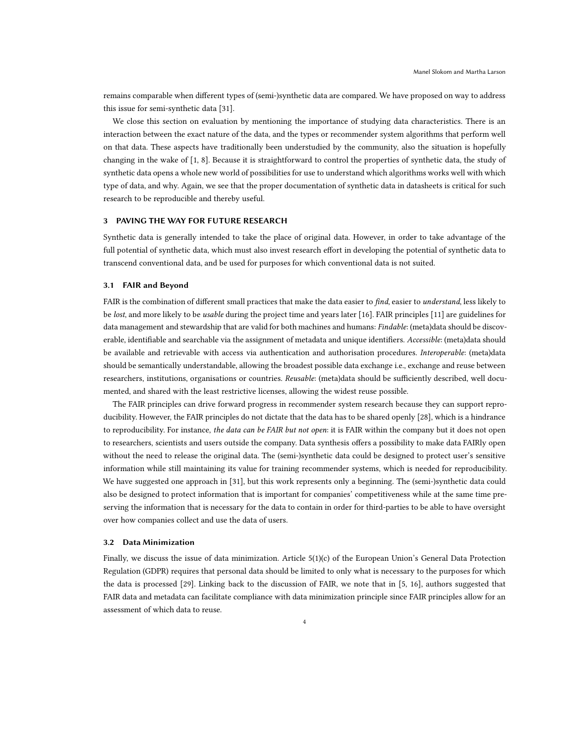remains comparable when different types of (semi-)synthetic data are compared. We have proposed on way to address this issue for semi-synthetic data [31].

We close this section on evaluation by mentioning the importance of studying data characteristics. There is an interaction between the exact nature of the data, and the types or recommender system algorithms that perform well on that data. These aspects have traditionally been understudied by the community, also the situation is hopefully changing in the wake of [1, 8]. Because it is straightforward to control the properties of synthetic data, the study of synthetic data opens a whole new world of possibilities for use to understand which algorithms works well with which type of data, and why. Again, we see that the proper documentation of synthetic data in datasheets is critical for such research to be reproducible and thereby useful.

## 3 PAVING THE WAY FOR FUTURE RESEARCH

Synthetic data is generally intended to take the place of original data. However, in order to take advantage of the full potential of synthetic data, which must also invest research effort in developing the potential of synthetic data to transcend conventional data, and be used for purposes for which conventional data is not suited.

### 3.1 FAIR and Beyond

FAIR is the combination of different small practices that make the data easier to *find*, easier to *understand*, less likely to be *lost*, and more likely to be *usable* during the project time and years later [16]. FAIR principles [11] are guidelines for data management and stewardship that are valid for both machines and humans: *Findable*: (meta)data should be discoverable, identifiable and searchable via the assignment of metadata and unique identifiers. *Accessible*: (meta)data should be available and retrievable with access via authentication and authorisation procedures. *Interoperable*: (meta)data should be semantically understandable, allowing the broadest possible data exchange i.e., exchange and reuse between researchers, institutions, organisations or countries. *Reusable*: (meta)data should be sufficiently described, well documented, and shared with the least restrictive licenses, allowing the widest reuse possible.

The FAIR principles can drive forward progress in recommender system research because they can support reproducibility. However, the FAIR principles do not dictate that the data has to be shared openly [28], which is a hindrance to reproducibility. For instance, *the data can be FAIR but not open*: it is FAIR within the company but it does not open to researchers, scientists and users outside the company. Data synthesis offers a possibility to make data FAIRly open without the need to release the original data. The (semi-)synthetic data could be designed to protect user's sensitive information while still maintaining its value for training recommender systems, which is needed for reproducibility. We have suggested one approach in [31], but this work represents only a beginning. The (semi-)synthetic data could also be designed to protect information that is important for companies' competitiveness while at the same time preserving the information that is necessary for the data to contain in order for third-parties to be able to have oversight over how companies collect and use the data of users.

### 3.2 Data Minimization

Finally, we discuss the issue of data minimization. Article 5(1)(c) of the European Union's General Data Protection Regulation (GDPR) requires that personal data should be limited to only what is necessary to the purposes for which the data is processed [29]. Linking back to the discussion of FAIR, we note that in [5, 16], authors suggested that FAIR data and metadata can facilitate compliance with data minimization principle since FAIR principles allow for an assessment of which data to reuse.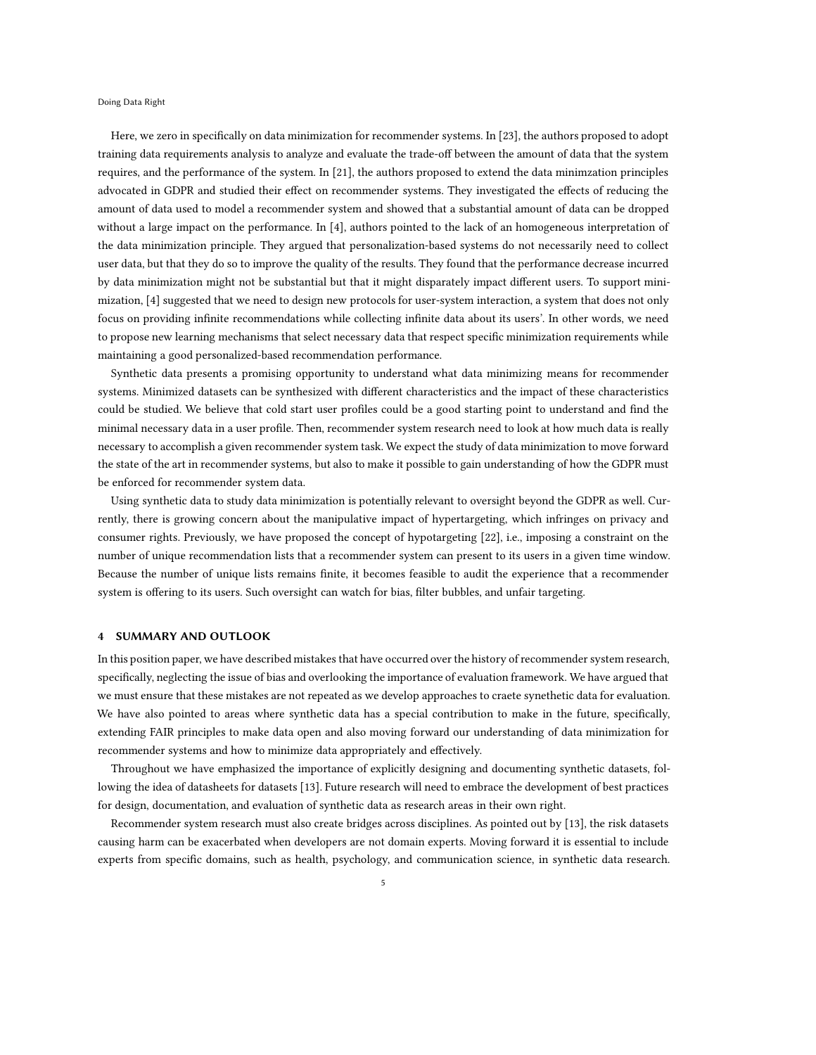Here, we zero in specifically on data minimization for recommender systems. In [23], the authors proposed to adopt training data requirements analysis to analyze and evaluate the trade-off between the amount of data that the system requires, and the performance of the system. In [21], the authors proposed to extend the data minimzation principles advocated in GDPR and studied their effect on recommender systems. They investigated the effects of reducing the amount of data used to model a recommender system and showed that a substantial amount of data can be dropped without a large impact on the performance. In [4], authors pointed to the lack of an homogeneous interpretation of the data minimization principle. They argued that personalization-based systems do not necessarily need to collect user data, but that they do so to improve the quality of the results. They found that the performance decrease incurred by data minimization might not be substantial but that it might disparately impact different users. To support minimization, [4] suggested that we need to design new protocols for user-system interaction, a system that does not only focus on providing infinite recommendations while collecting infinite data about its users'. In other words, we need to propose new learning mechanisms that select necessary data that respect specific minimization requirements while maintaining a good personalized-based recommendation performance.

Synthetic data presents a promising opportunity to understand what data minimizing means for recommender systems. Minimized datasets can be synthesized with different characteristics and the impact of these characteristics could be studied. We believe that cold start user profiles could be a good starting point to understand and find the minimal necessary data in a user profile. Then, recommender system research need to look at how much data is really necessary to accomplish a given recommender system task. We expect the study of data minimization to move forward the state of the art in recommender systems, but also to make it possible to gain understanding of how the GDPR must be enforced for recommender system data.

Using synthetic data to study data minimization is potentially relevant to oversight beyond the GDPR as well. Currently, there is growing concern about the manipulative impact of hypertargeting, which infringes on privacy and consumer rights. Previously, we have proposed the concept of hypotargeting [22], i.e., imposing a constraint on the number of unique recommendation lists that a recommender system can present to its users in a given time window. Because the number of unique lists remains finite, it becomes feasible to audit the experience that a recommender system is offering to its users. Such oversight can watch for bias, filter bubbles, and unfair targeting.

## 4 SUMMARY AND OUTLOOK

In this position paper, we have described mistakes that have occurred over the history of recommender system research, specifically, neglecting the issue of bias and overlooking the importance of evaluation framework. We have argued that we must ensure that these mistakes are not repeated as we develop approaches to craete synethetic data for evaluation. We have also pointed to areas where synthetic data has a special contribution to make in the future, specifically, extending FAIR principles to make data open and also moving forward our understanding of data minimization for recommender systems and how to minimize data appropriately and effectively.

Throughout we have emphasized the importance of explicitly designing and documenting synthetic datasets, following the idea of datasheets for datasets [13]. Future research will need to embrace the development of best practices for design, documentation, and evaluation of synthetic data as research areas in their own right.

Recommender system research must also create bridges across disciplines. As pointed out by [13], the risk datasets causing harm can be exacerbated when developers are not domain experts. Moving forward it is essential to include experts from specific domains, such as health, psychology, and communication science, in synthetic data research.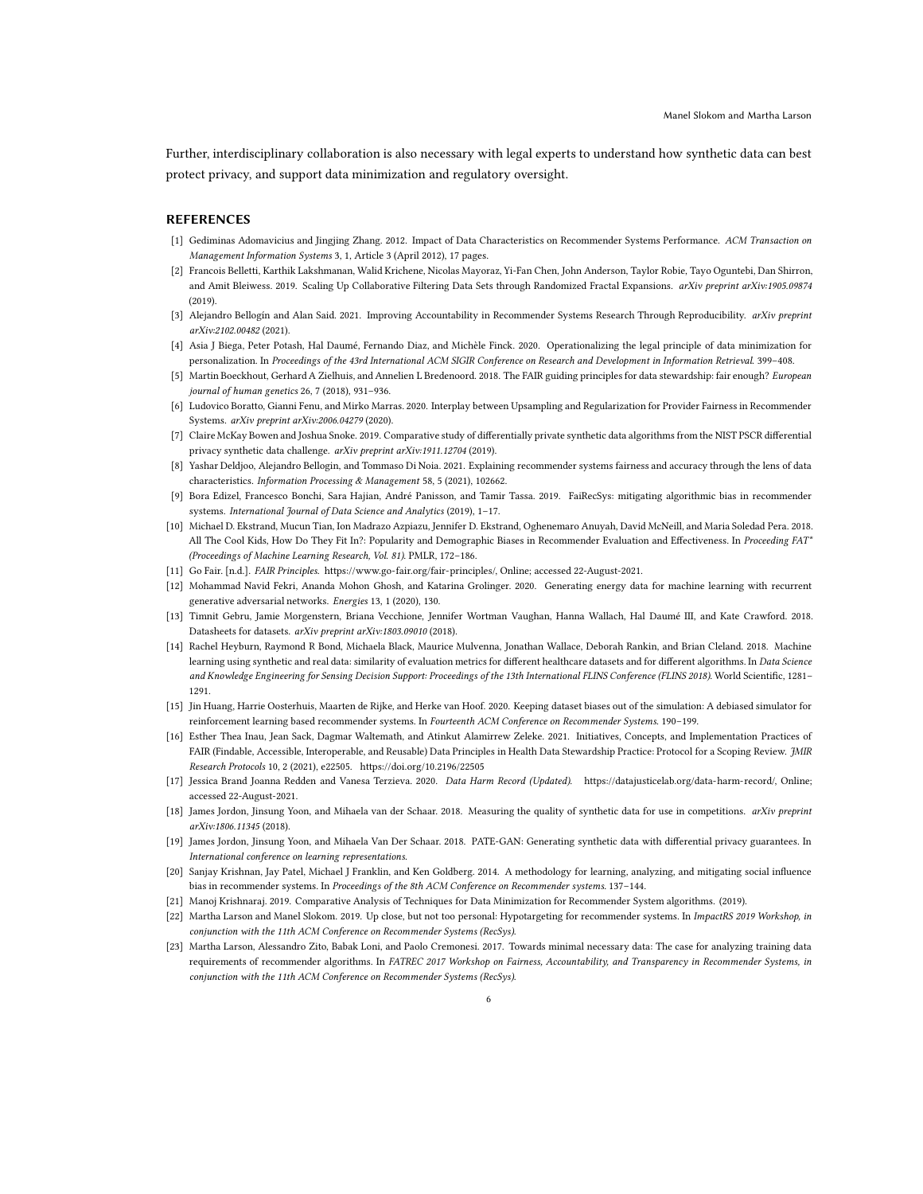Further, interdisciplinary collaboration is also necessary with legal experts to understand how synthetic data can best protect privacy, and support data minimization and regulatory oversight.

## REFERENCES

[1] Gediminas Adomavicius and Jingjing Zhang. 2012. Impact of Data Characteristics on Recommender Systems Performance. *ACM Transaction on Management Information Systems* 3, 1, Article 3 (April 2012), 17 pages.

[2] Francois Belletti, Karthik Lakshmanan, Walid Krichene, Nicolas Mayoraz, Yi-Fan Chen, John Anderson, Taylor Robie, Tayo Oguntebi, Dan Shirron, and Amit Bleiwess. 2019. Scaling Up Collaborative Filtering Data Sets through Randomized Fractal Expansions. *arXiv preprint arXiv:1905.09874* (2019).

[3] Alejandro Bellogín and Alan Said. 2021. Improving Accountability in Recommender Systems Research Through Reproducibility. *arXiv preprint arXiv:2102.00482* (2021).

[4] Asia J Biega, Peter Potash, Hal Daumé, Fernando Diaz, and Michèle Finck. 2020. Operationalizing the legal principle of data minimization for personalization. In *Proceedings of the 43rd International ACM SIGIR Conference on Research and Development in Information Retrieval*. 399–408.

[5] Martin Boeckhout, Gerhard A Zielhuis, and Annelien L Bredenoord. 2018. The FAIR guiding principles for data stewardship: fair enough? *European journal of human genetics* 26, 7 (2018), 931–936.

[6] Ludovico Boratto, Gianni Fenu, and Mirko Marras. 2020. Interplay between Upsampling and Regularization for Provider Fairness in Recommender Systems. *arXiv preprint arXiv:2006.04279* (2020).

[7] Claire McKay Bowen and Joshua Snoke. 2019. Comparative study of differentially private synthetic data algorithms from the NIST PSCR differential privacy synthetic data challenge. *arXiv preprint arXiv:1911.12704* (2019).

[8] Yashar Deldjoo, Alejandro Bellogin, and Tommaso Di Noia. 2021. Explaining recommender systems fairness and accuracy through the lens of data characteristics. *Information Processing & Management* 58, 5 (2021), 102662.

[9] Bora Edizel, Francesco Bonchi, Sara Hajian, André Panisson, and Tamir Tassa. 2019. FaiRecSys: mitigating algorithmic bias in recommender systems. *International Journal of Data Science and Analytics* (2019), 1–17.

[10] Michael D. Ekstrand, Mucun Tian, Ion Madrazo Azpiazu, Jennifer D. Ekstrand, Oghenemaro Anuyah, David McNeill, and Maria Soledad Pera. 2018. All The Cool Kids, How Do They Fit In?: Popularity and Demographic Biases in Recommender Evaluation and Effectiveness. In *Proceeding FAT\* (Proceedings of Machine Learning Research, Vol. 81)*. PMLR, 172–186.

[11] Go Fair. [n.d.]. *FAIR Principles*. https://www.go-fair.org/fair-principles/, Online; accessed 22-August-2021.

[12] Mohammad Navid Fekri, Ananda Mohon Ghosh, and Katarina Grolinger. 2020. Generating energy data for machine learning with recurrent generative adversarial networks. *Energies* 13, 1 (2020), 130.

[13] Timnit Gebru, Jamie Morgenstern, Briana Vecchione, Jennifer Wortman Vaughan, Hanna Wallach, Hal Daumé III, and Kate Crawford. 2018. Datasheets for datasets. *arXiv preprint arXiv:1803.09010* (2018).

[14] Rachel Heyburn, Raymond R Bond, Michaela Black, Maurice Mulvenna, Jonathan Wallace, Deborah Rankin, and Brian Cleland. 2018. Machine learning using synthetic and real data: similarity of evaluation metrics for different healthcare datasets and for different algorithms. In *Data Science and Knowledge Engineering for Sensing Decision Support: Proceedings of the 13th International FLINS Conference (FLINS 2018)*. World Scientific, 1281–1291.

[15] Jin Huang, Harrie Oosterhuis, Maarten de Rijke, and Herke van Hoof. 2020. Keeping dataset biases out of the simulation: A debiased simulator for reinforcement learning based recommender systems. In *Fourteenth ACM Conference on Recommender Systems*. 190–199.

[16] Esther Thea Inau, Jean Sack, Dagmar Waltemath, and Atinkut Alamirrew Zeleke. 2021. Initiatives, Concepts, and Implementation Practices of FAIR (Findable, Accessible, Interoperable, and Reusable) Data Principles in Health Data Stewardship Practice: Protocol for a Scoping Review. *JMIR Research Protocols* 10, 2 (2021), e22505. https://doi.org/10.2196/22505

[17] Jessica Brand Joanna Redden and Vanesa Terzieva. 2020. *Data Harm Record (Updated)*. https://datajusticelab.org/data-harm-record/, Online; accessed 22-August-2021.

[18] James Jordon, Jinsung Yoon, and Mihaela van der Schaar. 2018. Measuring the quality of synthetic data for use in competitions. *arXiv preprint arXiv:1806.11345* (2018).

[19] James Jordon, Jinsung Yoon, and Mihaela Van Der Schaar. 2018. PATE-GAN: Generating synthetic data with differential privacy guarantees. In *International conference on learning representations*.

[20] Sanjay Krishnan, Jay Patel, Michael J Franklin, and Ken Goldberg. 2014. A methodology for learning, analyzing, and mitigating social influence bias in recommender systems. In *Proceedings of the 8th ACM Conference on Recommender systems*. 137–144.

[21] Manoj Krishnaraj. 2019. Comparative Analysis of Techniques for Data Minimization for Recommender System algorithms. (2019).

[22] Martha Larson and Manel Slokom. 2019. Up close, but not too personal: Hypotargeting for recommender systems. In *ImpactRS 2019 Workshop, in conjunction with the 11th ACM Conference on Recommender Systems (RecSys)*.

[23] Martha Larson, Alessandro Zito, Babak Loni, and Paolo Cremonesi. 2017. Towards minimal necessary data: The case for analyzing training data requirements of recommender algorithms. In *FATREC 2017 Workshop on Fairness, Accountability, and Transparency in Recommender Systems, in conjunction with the 11th ACM Conference on Recommender Systems (RecSys)*.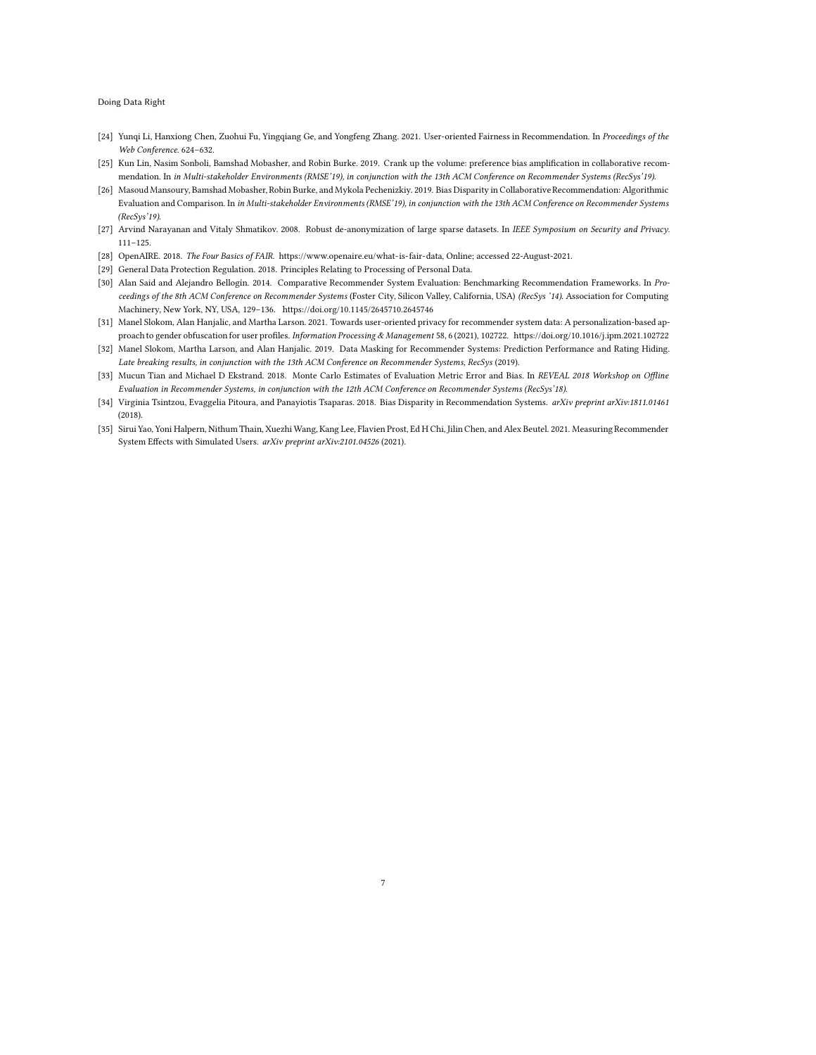[24] Yunqi Li, Hanxiong Chen, Zuohui Fu, Yingqiang Ge, and Yongfeng Zhang. 2021. User-oriented Fairness in Recommendation. In *Proceedings of the Web Conference*. 624–632.

[25] Kun Lin, Nasim Sonboli, Bamshad Mobasher, and Robin Burke. 2019. Crank up the volume: preference bias amplification in collaborative recommendation. In *in Multi-stakeholder Environments (RMSE'19), in conjunction with the 13th ACM Conference on Recommender Systems (RecSys'19)*.

[26] Masoud Mansoury, Bamshad Mobasher, Robin Burke, and Mykola Pechenizkiy. 2019. Bias Disparity in Collaborative Recommendation: Algorithmic Evaluation and Comparison. In *in Multi-stakeholder Environments (RMSE'19), in conjunction with the 13th ACM Conference on Recommender Systems (RecSys'19)*.

[27] Arvind Narayanan and Vitaly Shmatikov. 2008. Robust de-anonymization of large sparse datasets. In *IEEE Symposium on Security and Privacy*. 111–125.

[28] OpenAIRE. 2018. *The Four Basics of FAIR.* https://www.openaire.eu/what-is-fair-data, Online; accessed 22-August-2021.

[29] General Data Protection Regulation. 2018. Principles Relating to Processing of Personal Data.

[30] Alan Said and Alejandro Bellogín. 2014. Comparative Recommender System Evaluation: Benchmarking Recommendation Frameworks. In *Proceedings of the 8th ACM Conference on Recommender Systems* (Foster City, Silicon Valley, California, USA) *(RecSys '14)*. Association for Computing Machinery, New York, NY, USA, 129–136. https://doi.org/10.1145/2645710.2645746

[31] Manel Slokom, Alan Hanjalic, and Martha Larson. 2021. Towards user-oriented privacy for recommender system data: A personalization-based approach to gender obfuscation for user profiles. *Information Processing & Management* 58, 6 (2021), 102722. https://doi.org/10.1016/j.ipm.2021.102722

[32] Manel Slokom, Martha Larson, and Alan Hanjalic. 2019. Data Masking for Recommender Systems: Prediction Performance and Rating Hiding. *Late breaking results, in conjunction with the 13th ACM Conference on Recommender Systems, RecSys* (2019).

[33] Mucun Tian and Michael D Ekstrand. 2018. Monte Carlo Estimates of Evaluation Metric Error and Bias. In *REVEAL 2018 Workshop on Offline Evaluation in Recommender Systems, in conjunction with the 12th ACM Conference on Recommender Systems (RecSys'18)*.

[34] Virginia Tsintzou, Evaggelia Pitoura, and Panayiotis Tsaparas. 2018. Bias Disparity in Recommendation Systems. *arXiv preprint arXiv:1811.01461* (2018).

[35] Sirui Yao, Yoni Halpern, Nithum Thain, Xuezhi Wang, Kang Lee, Flavien Prost, Ed H Chi, Jilin Chen, and Alex Beutel. 2021. Measuring Recommender System Effects with Simulated Users. *arXiv preprint arXiv:2101.04526* (2021).